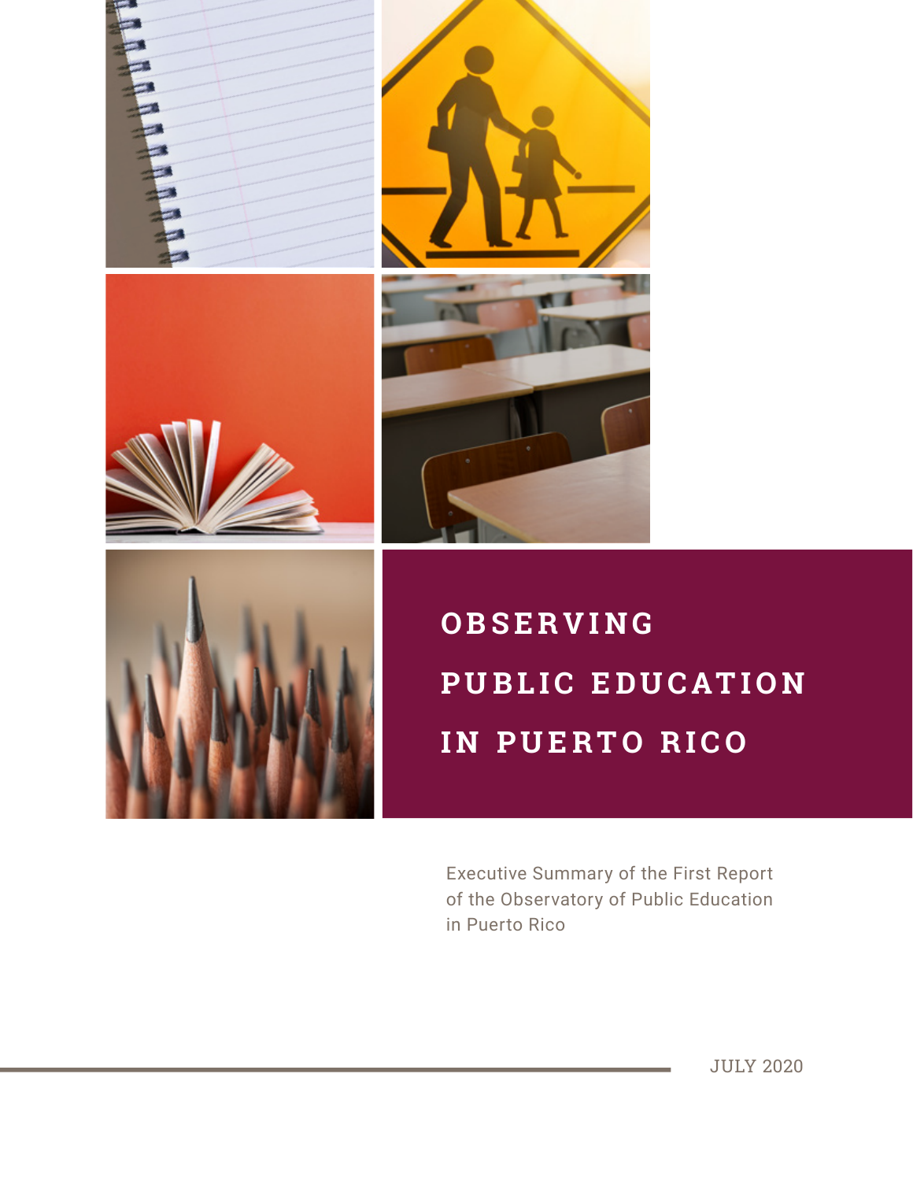# OBSERVING PUBLIC EDUCATION IN PUERTO RICO

Executive Summary of the First Report of the Observatory of Public Education in Puerto Rico

JULY 2020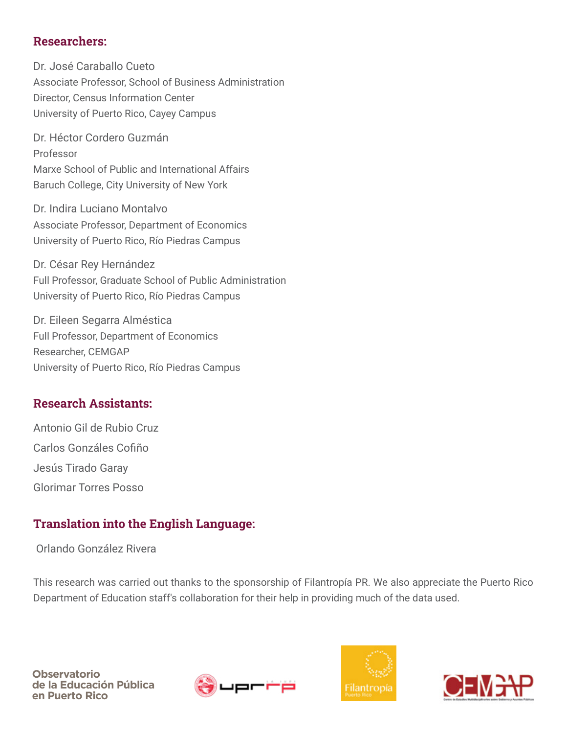## Researchers:

Dr. José Caraballo Cueto
Associate Professor, School of Business Administration
Director, Census Information Center
University of Puerto Rico, Cayey Campus

Dr. Héctor Cordero Guzmán
Professor
Marxe School of Public and International Affairs
Baruch College, City University of New York

Dr. Indira Luciano Montalvo
Associate Professor, Department of Economics
University of Puerto Rico, Río Piedras Campus

Dr. César Rey Hernández
Full Professor, Graduate School of Public Administration
University of Puerto Rico, Río Piedras Campus

Dr. Eileen Segarra Alméstica
Full Professor, Department of Economics
Researcher, CEMGAP
University of Puerto Rico, Río Piedras Campus

## Research Assistants:

Antonio Gil de Rubio Cruz

Carlos Gonzáles Cofiño

Jesús Tirado Garay

Glorimar Torres Posso

## Translation into the English Language:

Orlando González Rivera

This research was carried out thanks to the sponsorship of Filantropía PR. We also appreciate the Puerto Rico Department of Education staff's collaboration for their help in providing much of the data used.

Observatorio de la Educación Pública en Puerto Rico

UPRRP

Filantropía Puerto Rico

CEMGAP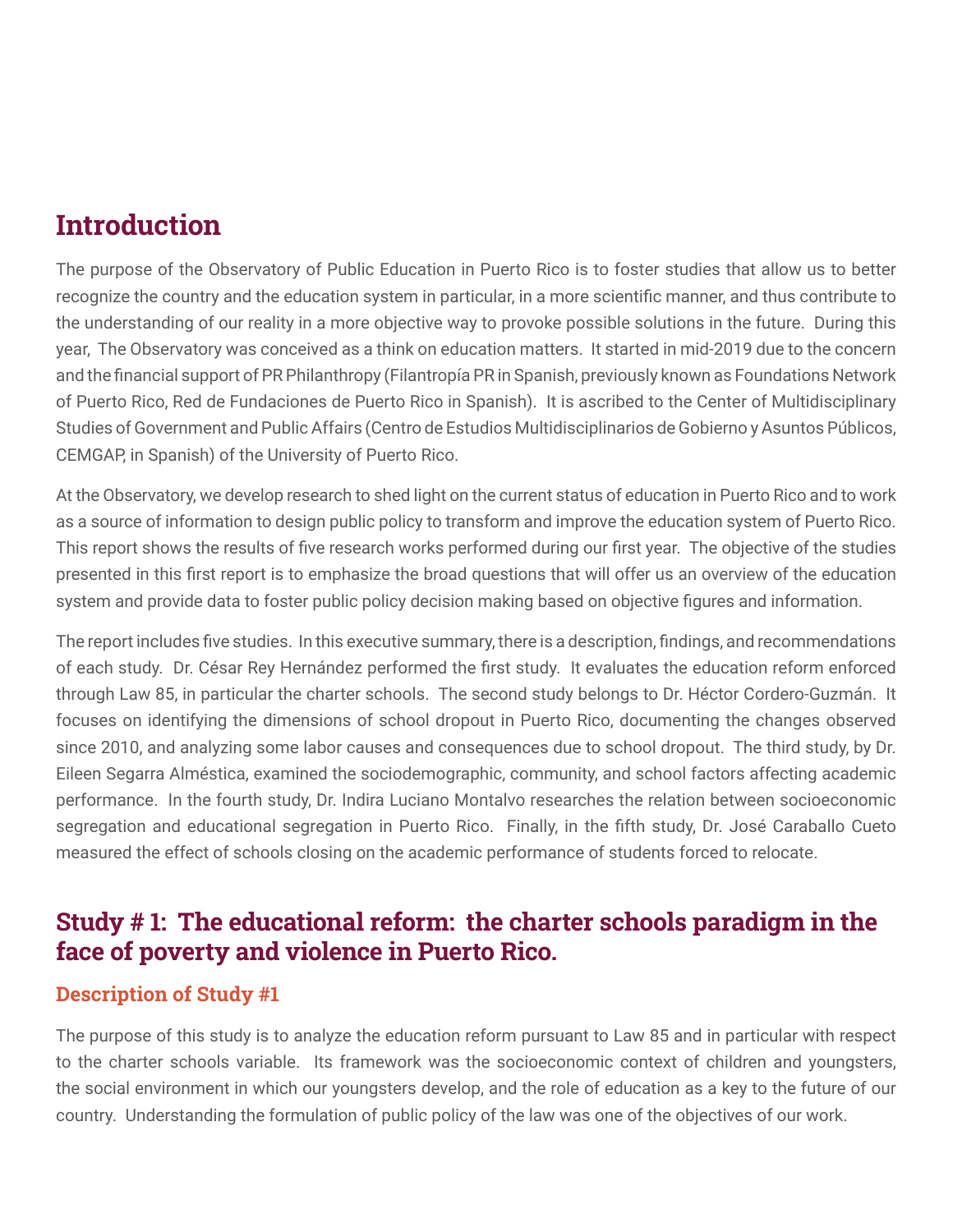## Introduction

The purpose of the Observatory of Public Education in Puerto Rico is to foster studies that allow us to better recognize the country and the education system in particular, in a more scientific manner, and thus contribute to the understanding of our reality in a more objective way to provoke possible solutions in the future. During this year, The Observatory was conceived as a think on education matters. It started in mid-2019 due to the concern and the financial support of PR Philanthropy (Filantropía PR in Spanish, previously known as Foundations Network of Puerto Rico, Red de Fundaciones de Puerto Rico in Spanish). It is ascribed to the Center of Multidisciplinary Studies of Government and Public Affairs (Centro de Estudios Multidisciplinarios de Gobierno y Asuntos Públicos, CEMGAP, in Spanish) of the University of Puerto Rico.

At the Observatory, we develop research to shed light on the current status of education in Puerto Rico and to work as a source of information to design public policy to transform and improve the education system of Puerto Rico. This report shows the results of five research works performed during our first year. The objective of the studies presented in this first report is to emphasize the broad questions that will offer us an overview of the education system and provide data to foster public policy decision making based on objective figures and information.

The report includes five studies. In this executive summary, there is a description, findings, and recommendations of each study. Dr. César Rey Hernández performed the first study. It evaluates the education reform enforced through Law 85, in particular the charter schools. The second study belongs to Dr. Héctor Cordero-Guzmán. It focuses on identifying the dimensions of school dropout in Puerto Rico, documenting the changes observed since 2010, and analyzing some labor causes and consequences due to school dropout. The third study, by Dr. Eileen Segarra Alméstica, examined the sociodemographic, community, and school factors affecting academic performance. In the fourth study, Dr. Indira Luciano Montalvo researches the relation between socioeconomic segregation and educational segregation in Puerto Rico. Finally, in the fifth study, Dr. José Caraballo Cueto measured the effect of schools closing on the academic performance of students forced to relocate.

## Study # 1: The educational reform: the charter schools paradigm in the face of poverty and violence in Puerto Rico.

### Description of Study #1

The purpose of this study is to analyze the education reform pursuant to Law 85 and in particular with respect to the charter schools variable. Its framework was the socioeconomic context of children and youngsters, the social environment in which our youngsters develop, and the role of education as a key to the future of our country. Understanding the formulation of public policy of the law was one of the objectives of our work.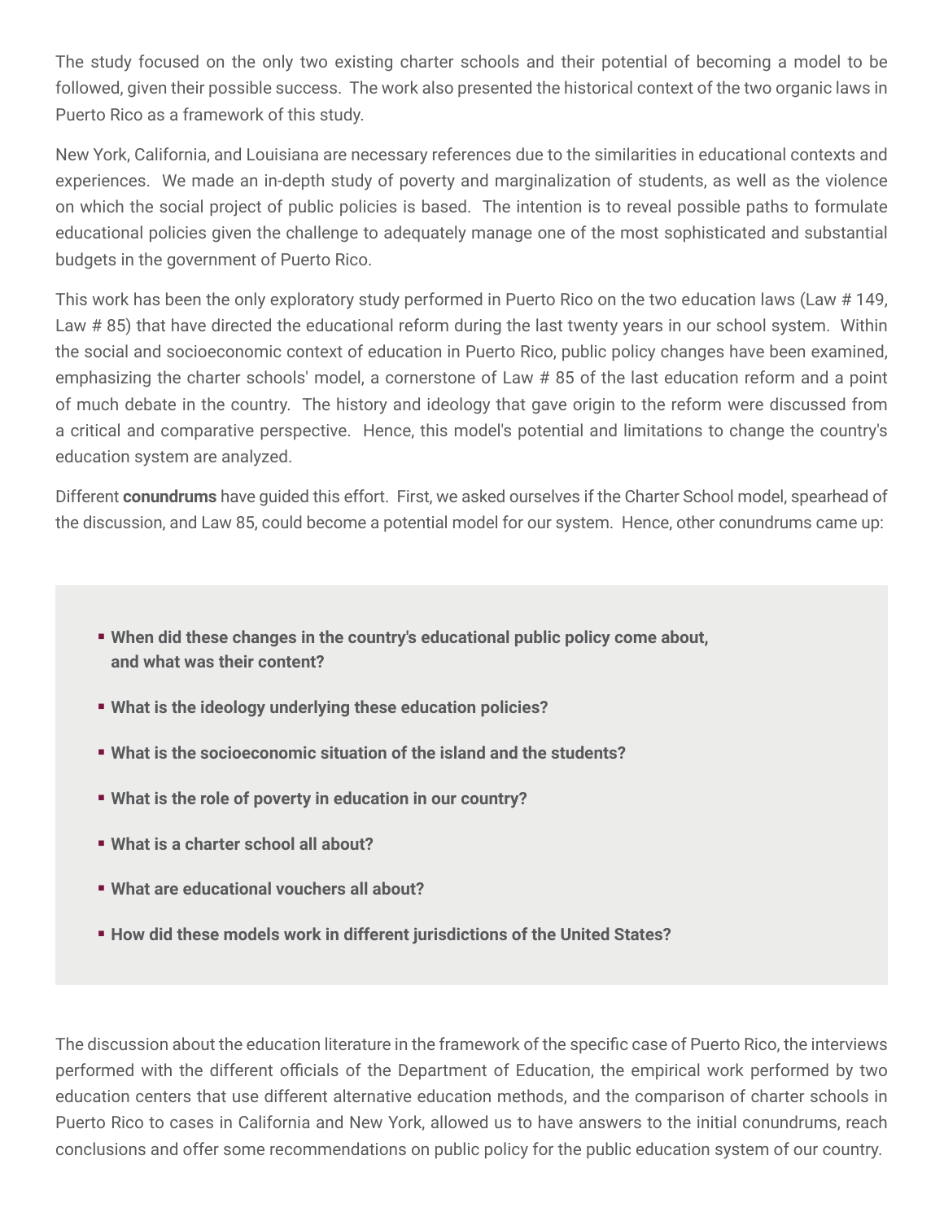The study focused on the only two existing charter schools and their potential of becoming a model to be followed, given their possible success. The work also presented the historical context of the two organic laws in Puerto Rico as a framework of this study.

New York, California, and Louisiana are necessary references due to the similarities in educational contexts and experiences. We made an in-depth study of poverty and marginalization of students, as well as the violence on which the social project of public policies is based. The intention is to reveal possible paths to formulate educational policies given the challenge to adequately manage one of the most sophisticated and substantial budgets in the government of Puerto Rico.

This work has been the only exploratory study performed in Puerto Rico on the two education laws (Law # 149, Law # 85) that have directed the educational reform during the last twenty years in our school system. Within the social and socioeconomic context of education in Puerto Rico, public policy changes have been examined, emphasizing the charter schools' model, a cornerstone of Law # 85 of the last education reform and a point of much debate in the country. The history and ideology that gave origin to the reform were discussed from a critical and comparative perspective. Hence, this model's potential and limitations to change the country's education system are analyzed.

Different **conundrums** have guided this effort. First, we asked ourselves if the Charter School model, spearhead of the discussion, and Law 85, could become a potential model for our system. Hence, other conundrums came up:

- **When did these changes in the country's educational public policy come about, and what was their content?**
- **What is the ideology underlying these education policies?**
- **What is the socioeconomic situation of the island and the students?**
- **What is the role of poverty in education in our country?**
- **What is a charter school all about?**
- **What are educational vouchers all about?**
- **How did these models work in different jurisdictions of the United States?**

The discussion about the education literature in the framework of the specific case of Puerto Rico, the interviews performed with the different officials of the Department of Education, the empirical work performed by two education centers that use different alternative education methods, and the comparison of charter schools in Puerto Rico to cases in California and New York, allowed us to have answers to the initial conundrums, reach conclusions and offer some recommendations on public policy for the public education system of our country.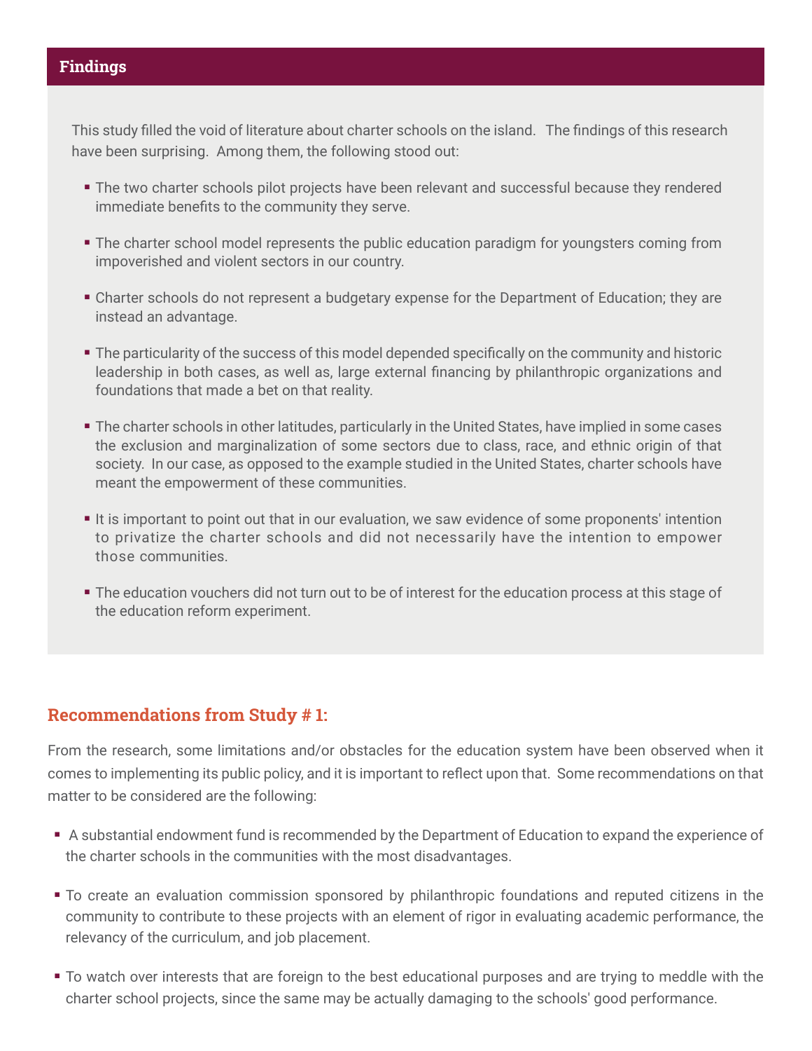## Findings

This study filled the void of literature about charter schools on the island. The findings of this research have been surprising. Among them, the following stood out:

- The two charter schools pilot projects have been relevant and successful because they rendered immediate benefits to the community they serve.
- The charter school model represents the public education paradigm for youngsters coming from impoverished and violent sectors in our country.
- Charter schools do not represent a budgetary expense for the Department of Education; they are instead an advantage.
- The particularity of the success of this model depended specifically on the community and historic leadership in both cases, as well as, large external financing by philanthropic organizations and foundations that made a bet on that reality.
- The charter schools in other latitudes, particularly in the United States, have implied in some cases the exclusion and marginalization of some sectors due to class, race, and ethnic origin of that society. In our case, as opposed to the example studied in the United States, charter schools have meant the empowerment of these communities.
- It is important to point out that in our evaluation, we saw evidence of some proponents' intention to privatize the charter schools and did not necessarily have the intention to empower those communities.
- The education vouchers did not turn out to be of interest for the education process at this stage of the education reform experiment.

## Recommendations from Study # 1:

From the research, some limitations and/or obstacles for the education system have been observed when it comes to implementing its public policy, and it is important to reflect upon that. Some recommendations on that matter to be considered are the following:

- A substantial endowment fund is recommended by the Department of Education to expand the experience of the charter schools in the communities with the most disadvantages.
- To create an evaluation commission sponsored by philanthropic foundations and reputed citizens in the community to contribute to these projects with an element of rigor in evaluating academic performance, the relevancy of the curriculum, and job placement.
- To watch over interests that are foreign to the best educational purposes and are trying to meddle with the charter school projects, since the same may be actually damaging to the schools' good performance.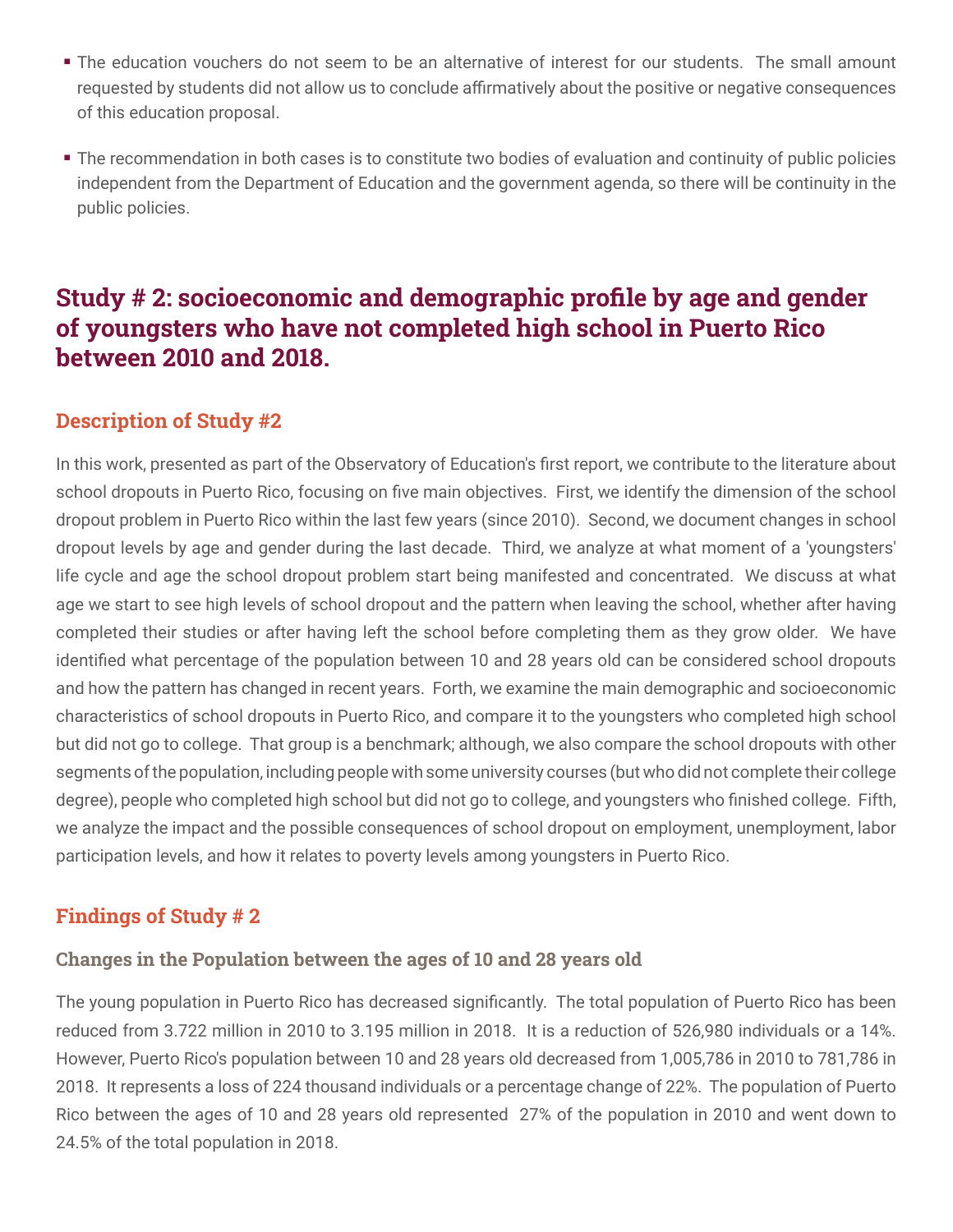- The education vouchers do not seem to be an alternative of interest for our students. The small amount requested by students did not allow us to conclude affirmatively about the positive or negative consequences of this education proposal.
- The recommendation in both cases is to constitute two bodies of evaluation and continuity of public policies independent from the Department of Education and the government agenda, so there will be continuity in the public policies.

## Study # 2: socioeconomic and demographic profile by age and gender of youngsters who have not completed high school in Puerto Rico between 2010 and 2018.

### Description of Study #2

In this work, presented as part of the Observatory of Education's first report, we contribute to the literature about school dropouts in Puerto Rico, focusing on five main objectives. First, we identify the dimension of the school dropout problem in Puerto Rico within the last few years (since 2010). Second, we document changes in school dropout levels by age and gender during the last decade. Third, we analyze at what moment of a 'youngsters' life cycle and age the school dropout problem start being manifested and concentrated. We discuss at what age we start to see high levels of school dropout and the pattern when leaving the school, whether after having completed their studies or after having left the school before completing them as they grow older. We have identified what percentage of the population between 10 and 28 years old can be considered school dropouts and how the pattern has changed in recent years. Forth, we examine the main demographic and socioeconomic characteristics of school dropouts in Puerto Rico, and compare it to the youngsters who completed high school but did not go to college. That group is a benchmark; although, we also compare the school dropouts with other segments of the population, including people with some university courses (but who did not complete their college degree), people who completed high school but did not go to college, and youngsters who finished college. Fifth, we analyze the impact and the possible consequences of school dropout on employment, unemployment, labor participation levels, and how it relates to poverty levels among youngsters in Puerto Rico.

### Findings of Study # 2

#### Changes in the Population between the ages of 10 and 28 years old

The young population in Puerto Rico has decreased significantly. The total population of Puerto Rico has been reduced from 3.722 million in 2010 to 3.195 million in 2018. It is a reduction of 526,980 individuals or a 14%. However, Puerto Rico's population between 10 and 28 years old decreased from 1,005,786 in 2010 to 781,786 in 2018. It represents a loss of 224 thousand individuals or a percentage change of 22%. The population of Puerto Rico between the ages of 10 and 28 years old represented 27% of the population in 2010 and went down to 24.5% of the total population in 2018.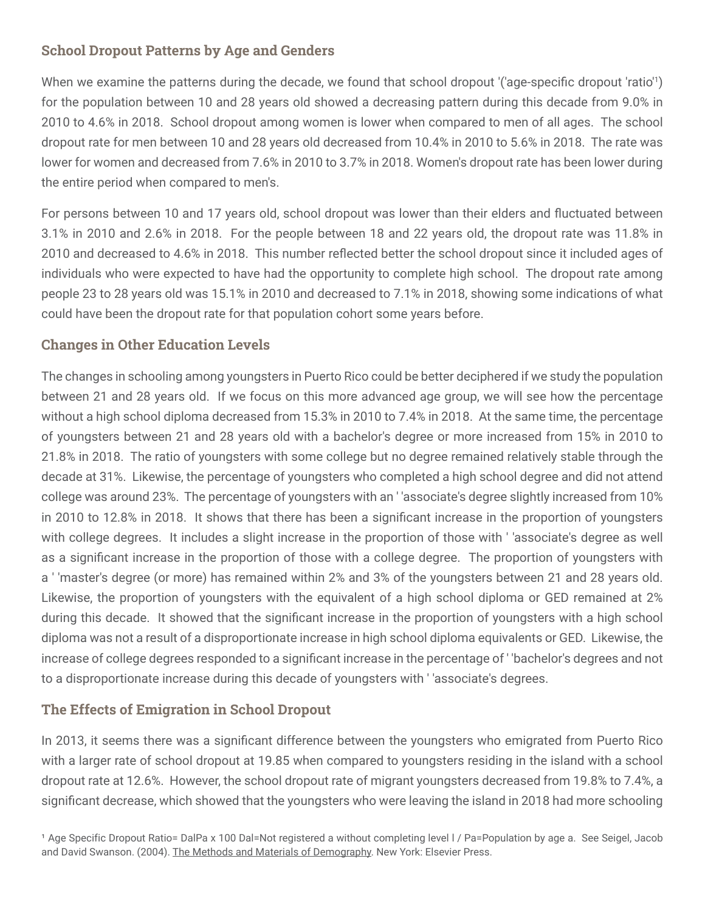### School Dropout Patterns by Age and Genders

When we examine the patterns during the decade, we found that school dropout '('age-specific dropout 'ratio'[1]) for the population between 10 and 28 years old showed a decreasing pattern during this decade from 9.0% in 2010 to 4.6% in 2018. School dropout among women is lower when compared to men of all ages. The school dropout rate for men between 10 and 28 years old decreased from 10.4% in 2010 to 5.6% in 2018. The rate was lower for women and decreased from 7.6% in 2010 to 3.7% in 2018. Women's dropout rate has been lower during the entire period when compared to men's.

For persons between 10 and 17 years old, school dropout was lower than their elders and fluctuated between 3.1% in 2010 and 2.6% in 2018. For the people between 18 and 22 years old, the dropout rate was 11.8% in 2010 and decreased to 4.6% in 2018. This number reflected better the school dropout since it included ages of individuals who were expected to have had the opportunity to complete high school. The dropout rate among people 23 to 28 years old was 15.1% in 2010 and decreased to 7.1% in 2018, showing some indications of what could have been the dropout rate for that population cohort some years before.

### Changes in Other Education Levels

The changes in schooling among youngsters in Puerto Rico could be better deciphered if we study the population between 21 and 28 years old. If we focus on this more advanced age group, we will see how the percentage without a high school diploma decreased from 15.3% in 2010 to 7.4% in 2018. At the same time, the percentage of youngsters between 21 and 28 years old with a bachelor's degree or more increased from 15% in 2010 to 21.8% in 2018. The ratio of youngsters with some college but no degree remained relatively stable through the decade at 31%. Likewise, the percentage of youngsters who completed a high school degree and did not attend college was around 23%. The percentage of youngsters with an ' 'associate's degree slightly increased from 10% in 2010 to 12.8% in 2018. It shows that there has been a significant increase in the proportion of youngsters with college degrees. It includes a slight increase in the proportion of those with ' 'associate's degree as well as a significant increase in the proportion of those with a college degree. The proportion of youngsters with a ' 'master's degree (or more) has remained within 2% and 3% of the youngsters between 21 and 28 years old. Likewise, the proportion of youngsters with the equivalent of a high school diploma or GED remained at 2% during this decade. It showed that the significant increase in the proportion of youngsters with a high school diploma was not a result of a disproportionate increase in high school diploma equivalents or GED. Likewise, the increase of college degrees responded to a significant increase in the percentage of ' 'bachelor's degrees and not to a disproportionate increase during this decade of youngsters with ' 'associate's degrees.

### The Effects of Emigration in School Dropout

In 2013, it seems there was a significant difference between the youngsters who emigrated from Puerto Rico with a larger rate of school dropout at 19.85 when compared to youngsters residing in the island with a school dropout rate at 12.6%. However, the school dropout rate of migrant youngsters decreased from 19.8% to 7.4%, a significant decrease, which showed that the youngsters who were leaving the island in 2018 had more schooling

[1] Age Specific Dropout Ratio= DalPa x 100 Dal=Not registered a without completing level l / Pa=Population by age a. See Seigel, Jacob and David Swanson. (2004). The Methods and Materials of Demography. New York: Elsevier Press.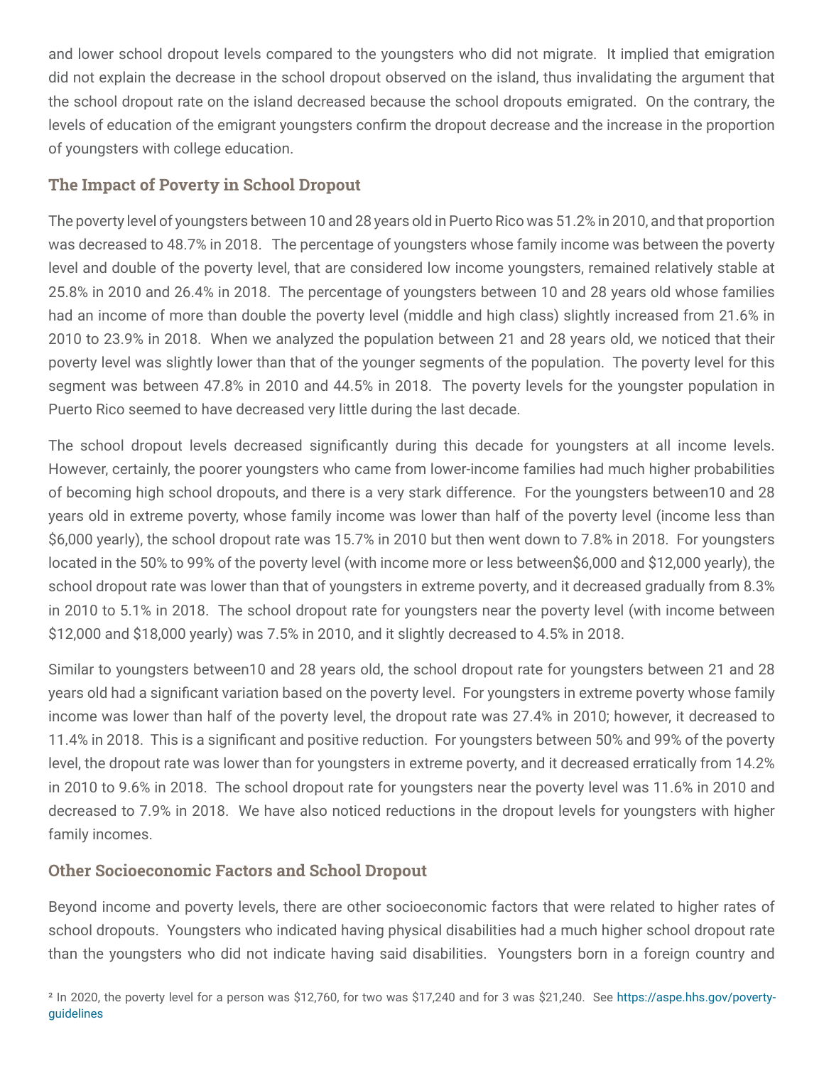and lower school dropout levels compared to the youngsters who did not migrate. It implied that emigration did not explain the decrease in the school dropout observed on the island, thus invalidating the argument that the school dropout rate on the island decreased because the school dropouts emigrated. On the contrary, the levels of education of the emigrant youngsters confirm the dropout decrease and the increase in the proportion of youngsters with college education.

## The Impact of Poverty in School Dropout

The poverty level of youngsters between 10 and 28 years old in Puerto Rico was 51.2% in 2010, and that proportion was decreased to 48.7% in 2018. The percentage of youngsters whose family income was between the poverty level and double of the poverty level, that are considered low income youngsters, remained relatively stable at 25.8% in 2010 and 26.4% in 2018. The percentage of youngsters between 10 and 28 years old whose families had an income of more than double the poverty level (middle and high class) slightly increased from 21.6% in 2010 to 23.9% in 2018. When we analyzed the population between 21 and 28 years old, we noticed that their poverty level was slightly lower than that of the younger segments of the population. The poverty level for this segment was between 47.8% in 2010 and 44.5% in 2018. The poverty levels for the youngster population in Puerto Rico seemed to have decreased very little during the last decade.

The school dropout levels decreased significantly during this decade for youngsters at all income levels. However, certainly, the poorer youngsters who came from lower-income families had much higher probabilities of becoming high school dropouts, and there is a very stark difference. For the youngsters between10 and 28 years old in extreme poverty, whose family income was lower than half of the poverty level (income less than $6,000 yearly), the school dropout rate was 15.7% in 2010 but then went down to 7.8% in 2018. For youngsters located in the 50% to 99% of the poverty level (with income more or less between$6,000 and $12,000 yearly), the school dropout rate was lower than that of youngsters in extreme poverty, and it decreased gradually from 8.3% in 2010 to 5.1% in 2018. The school dropout rate for youngsters near the poverty level (with income between $12,000 and $18,000 yearly) was 7.5% in 2010, and it slightly decreased to 4.5% in 2018.

Similar to youngsters between10 and 28 years old, the school dropout rate for youngsters between 21 and 28 years old had a significant variation based on the poverty level. For youngsters in extreme poverty whose family income was lower than half of the poverty level, the dropout rate was 27.4% in 2010; however, it decreased to 11.4% in 2018. This is a significant and positive reduction. For youngsters between 50% and 99% of the poverty level, the dropout rate was lower than for youngsters in extreme poverty, and it decreased erratically from 14.2% in 2010 to 9.6% in 2018. The school dropout rate for youngsters near the poverty level was 11.6% in 2010 and decreased to 7.9% in 2018. We have also noticed reductions in the dropout levels for youngsters with higher family incomes.

## Other Socioeconomic Factors and School Dropout

Beyond income and poverty levels, there are other socioeconomic factors that were related to higher rates of school dropouts. Youngsters who indicated having physical disabilities had a much higher school dropout rate than the youngsters who did not indicate having said disabilities. Youngsters born in a foreign country and

[2] In 2020, the poverty level for a person was $12,760, for two was $17,240 and for 3 was $21,240. See https://aspe.hhs.gov/poverty-guidelines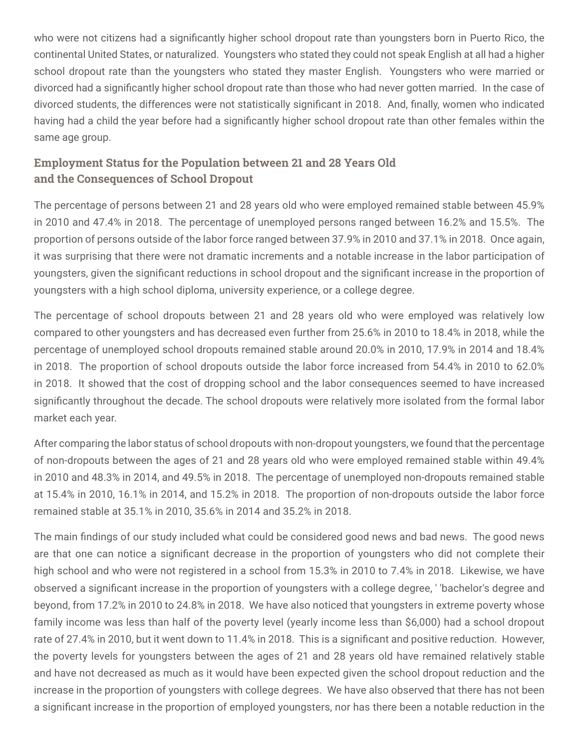who were not citizens had a significantly higher school dropout rate than youngsters born in Puerto Rico, the continental United States, or naturalized. Youngsters who stated they could not speak English at all had a higher school dropout rate than the youngsters who stated they master English. Youngsters who were married or divorced had a significantly higher school dropout rate than those who had never gotten married. In the case of divorced students, the differences were not statistically significant in 2018. And, finally, women who indicated having had a child the year before had a significantly higher school dropout rate than other females within the same age group.

### Employment Status for the Population between 21 and 28 Years Old and the Consequences of School Dropout

The percentage of persons between 21 and 28 years old who were employed remained stable between 45.9% in 2010 and 47.4% in 2018. The percentage of unemployed persons ranged between 16.2% and 15.5%. The proportion of persons outside of the labor force ranged between 37.9% in 2010 and 37.1% in 2018. Once again, it was surprising that there were not dramatic increments and a notable increase in the labor participation of youngsters, given the significant reductions in school dropout and the significant increase in the proportion of youngsters with a high school diploma, university experience, or a college degree.

The percentage of school dropouts between 21 and 28 years old who were employed was relatively low compared to other youngsters and has decreased even further from 25.6% in 2010 to 18.4% in 2018, while the percentage of unemployed school dropouts remained stable around 20.0% in 2010, 17.9% in 2014 and 18.4% in 2018. The proportion of school dropouts outside the labor force increased from 54.4% in 2010 to 62.0% in 2018. It showed that the cost of dropping school and the labor consequences seemed to have increased significantly throughout the decade. The school dropouts were relatively more isolated from the formal labor market each year.

After comparing the labor status of school dropouts with non-dropout youngsters, we found that the percentage of non-dropouts between the ages of 21 and 28 years old who were employed remained stable within 49.4% in 2010 and 48.3% in 2014, and 49.5% in 2018. The percentage of unemployed non-dropouts remained stable at 15.4% in 2010, 16.1% in 2014, and 15.2% in 2018. The proportion of non-dropouts outside the labor force remained stable at 35.1% in 2010, 35.6% in 2014 and 35.2% in 2018.

The main findings of our study included what could be considered good news and bad news. The good news are that one can notice a significant decrease in the proportion of youngsters who did not complete their high school and who were not registered in a school from 15.3% in 2010 to 7.4% in 2018. Likewise, we have observed a significant increase in the proportion of youngsters with a college degree, ' 'bachelor's degree and beyond, from 17.2% in 2010 to 24.8% in 2018. We have also noticed that youngsters in extreme poverty whose family income was less than half of the poverty level (yearly income less than $6,000) had a school dropout rate of 27.4% in 2010, but it went down to 11.4% in 2018. This is a significant and positive reduction. However, the poverty levels for youngsters between the ages of 21 and 28 years old have remained relatively stable and have not decreased as much as it would have been expected given the school dropout reduction and the increase in the proportion of youngsters with college degrees. We have also observed that there has not been a significant increase in the proportion of employed youngsters, nor has there been a notable reduction in the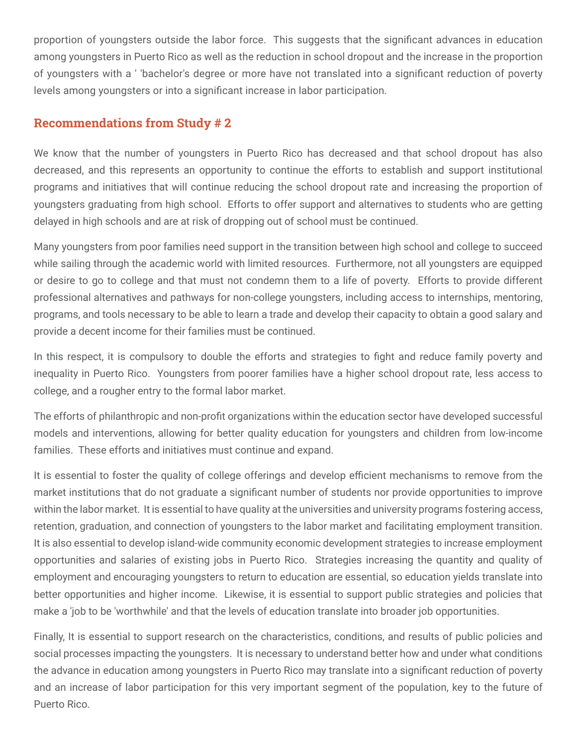proportion of youngsters outside the labor force. This suggests that the significant advances in education among youngsters in Puerto Rico as well as the reduction in school dropout and the increase in the proportion of youngsters with a ' 'bachelor's degree or more have not translated into a significant reduction of poverty levels among youngsters or into a significant increase in labor participation.

## Recommendations from Study # 2

We know that the number of youngsters in Puerto Rico has decreased and that school dropout has also decreased, and this represents an opportunity to continue the efforts to establish and support institutional programs and initiatives that will continue reducing the school dropout rate and increasing the proportion of youngsters graduating from high school. Efforts to offer support and alternatives to students who are getting delayed in high schools and are at risk of dropping out of school must be continued.

Many youngsters from poor families need support in the transition between high school and college to succeed while sailing through the academic world with limited resources. Furthermore, not all youngsters are equipped or desire to go to college and that must not condemn them to a life of poverty. Efforts to provide different professional alternatives and pathways for non-college youngsters, including access to internships, mentoring, programs, and tools necessary to be able to learn a trade and develop their capacity to obtain a good salary and provide a decent income for their families must be continued.

In this respect, it is compulsory to double the efforts and strategies to fight and reduce family poverty and inequality in Puerto Rico. Youngsters from poorer families have a higher school dropout rate, less access to college, and a rougher entry to the formal labor market.

The efforts of philanthropic and non-profit organizations within the education sector have developed successful models and interventions, allowing for better quality education for youngsters and children from low-income families. These efforts and initiatives must continue and expand.

It is essential to foster the quality of college offerings and develop efficient mechanisms to remove from the market institutions that do not graduate a significant number of students nor provide opportunities to improve within the labor market. It is essential to have quality at the universities and university programs fostering access, retention, graduation, and connection of youngsters to the labor market and facilitating employment transition. It is also essential to develop island-wide community economic development strategies to increase employment opportunities and salaries of existing jobs in Puerto Rico. Strategies increasing the quantity and quality of employment and encouraging youngsters to return to education are essential, so education yields translate into better opportunities and higher income. Likewise, it is essential to support public strategies and policies that make a 'job to be 'worthwhile' and that the levels of education translate into broader job opportunities.

Finally, It is essential to support research on the characteristics, conditions, and results of public policies and social processes impacting the youngsters. It is necessary to understand better how and under what conditions the advance in education among youngsters in Puerto Rico may translate into a significant reduction of poverty and an increase of labor participation for this very important segment of the population, key to the future of Puerto Rico.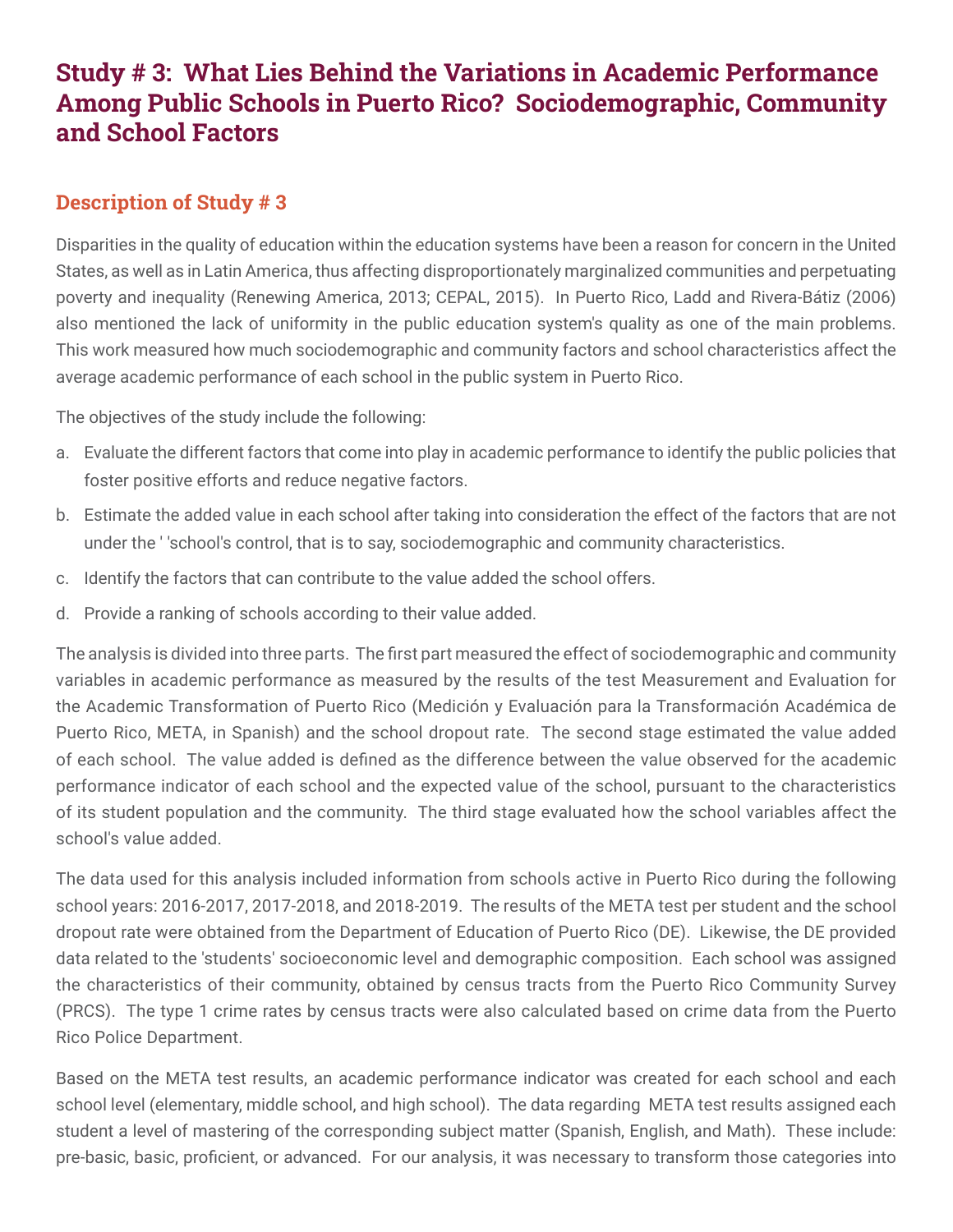# Study # 3: What Lies Behind the Variations in Academic Performance Among Public Schools in Puerto Rico? Sociodemographic, Community and School Factors

## Description of Study # 3

Disparities in the quality of education within the education systems have been a reason for concern in the United States, as well as in Latin America, thus affecting disproportionately marginalized communities and perpetuating poverty and inequality (Renewing America, 2013; CEPAL, 2015). In Puerto Rico, Ladd and Rivera-Bátiz (2006) also mentioned the lack of uniformity in the public education system's quality as one of the main problems. This work measured how much sociodemographic and community factors and school characteristics affect the average academic performance of each school in the public system in Puerto Rico.

The objectives of the study include the following:

a. Evaluate the different factors that come into play in academic performance to identify the public policies that foster positive efforts and reduce negative factors.
b. Estimate the added value in each school after taking into consideration the effect of the factors that are not under the ' 'school's control, that is to say, sociodemographic and community characteristics.
c. Identify the factors that can contribute to the value added the school offers.
d. Provide a ranking of schools according to their value added.

The analysis is divided into three parts. The first part measured the effect of sociodemographic and community variables in academic performance as measured by the results of the test Measurement and Evaluation for the Academic Transformation of Puerto Rico (Medición y Evaluación para la Transformación Académica de Puerto Rico, META, in Spanish) and the school dropout rate. The second stage estimated the value added of each school. The value added is defined as the difference between the value observed for the academic performance indicator of each school and the expected value of the school, pursuant to the characteristics of its student population and the community. The third stage evaluated how the school variables affect the school's value added.

The data used for this analysis included information from schools active in Puerto Rico during the following school years: 2016-2017, 2017-2018, and 2018-2019. The results of the META test per student and the school dropout rate were obtained from the Department of Education of Puerto Rico (DE). Likewise, the DE provided data related to the 'students' socioeconomic level and demographic composition. Each school was assigned the characteristics of their community, obtained by census tracts from the Puerto Rico Community Survey (PRCS). The type 1 crime rates by census tracts were also calculated based on crime data from the Puerto Rico Police Department.

Based on the META test results, an academic performance indicator was created for each school and each school level (elementary, middle school, and high school). The data regarding META test results assigned each student a level of mastering of the corresponding subject matter (Spanish, English, and Math). These include: pre-basic, basic, proficient, or advanced. For our analysis, it was necessary to transform those categories into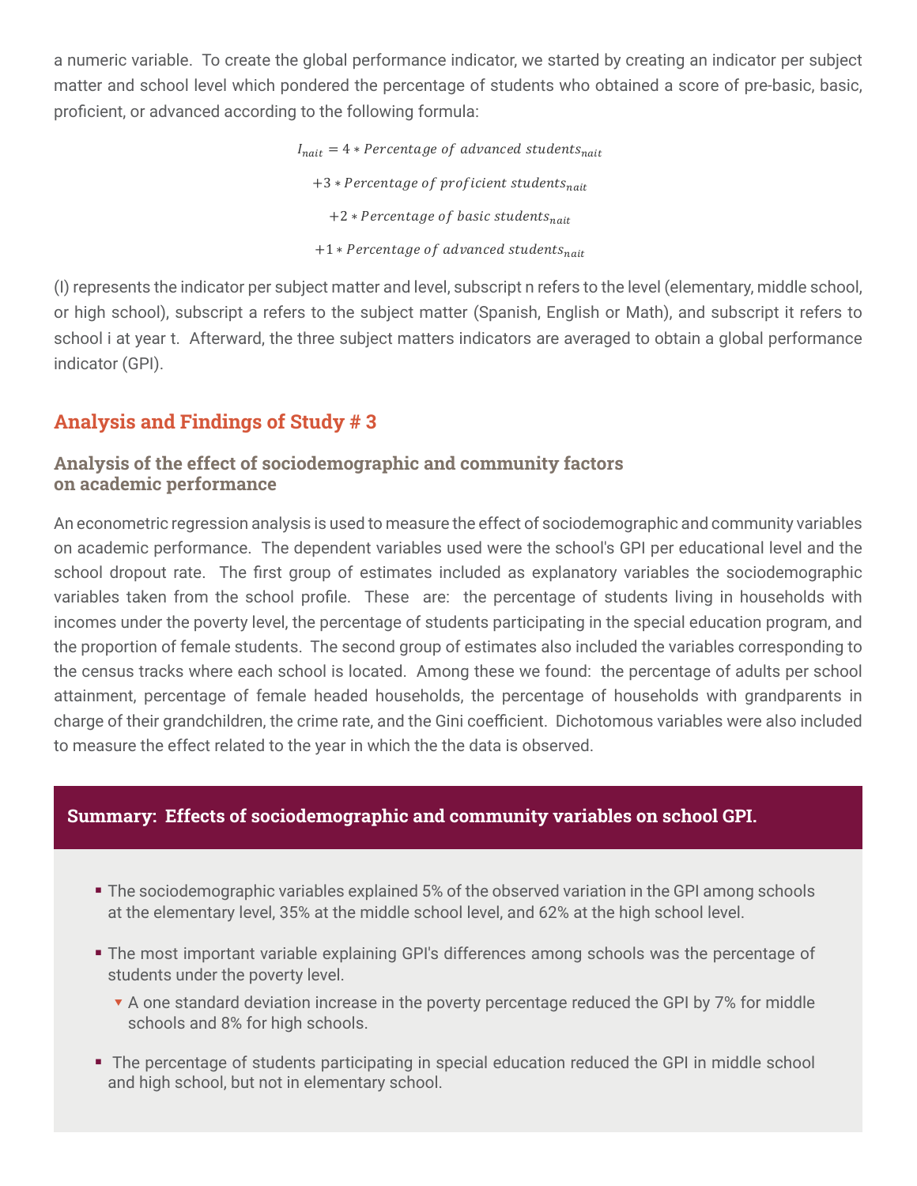a numeric variable. To create the global performance indicator, we started by creating an indicator per subject matter and school level which pondered the percentage of students who obtained a score of pre-basic, basic, proficient, or advanced according to the following formula:

$$I_{nait} = 4 * Percentage\ of\ advanced\ students_{nait}$$
$$+3 * Percentage\ of\ proficient\ students_{nait}$$
$$+2 * Percentage\ of\ basic\ students_{nait}$$
$$+1 * Percentage\ of\ advanced\ students_{nait}$$

(I) represents the indicator per subject matter and level, subscript n refers to the level (elementary, middle school, or high school), subscript a refers to the subject matter (Spanish, English or Math), and subscript it refers to school i at year t. Afterward, the three subject matters indicators are averaged to obtain a global performance indicator (GPI).

## Analysis and Findings of Study # 3

### Analysis of the effect of sociodemographic and community factors on academic performance

An econometric regression analysis is used to measure the effect of sociodemographic and community variables on academic performance. The dependent variables used were the school's GPI per educational level and the school dropout rate. The first group of estimates included as explanatory variables the sociodemographic variables taken from the school profile. These are: the percentage of students living in households with incomes under the poverty level, the percentage of students participating in the special education program, and the proportion of female students. The second group of estimates also included the variables corresponding to the census tracks where each school is located. Among these we found: the percentage of adults per school attainment, percentage of female headed households, the percentage of households with grandparents in charge of their grandchildren, the crime rate, and the Gini coefficient. Dichotomous variables were also included to measure the effect related to the year in which the the data is observed.

**Summary: Effects of sociodemographic and community variables on school GPI.**

- The sociodemographic variables explained 5% of the observed variation in the GPI among schools at the elementary level, 35% at the middle school level, and 62% at the high school level.
- The most important variable explaining GPI's differences among schools was the percentage of students under the poverty level.
  - A one standard deviation increase in the poverty percentage reduced the GPI by 7% for middle schools and 8% for high schools.
- The percentage of students participating in special education reduced the GPI in middle school and high school, but not in elementary school.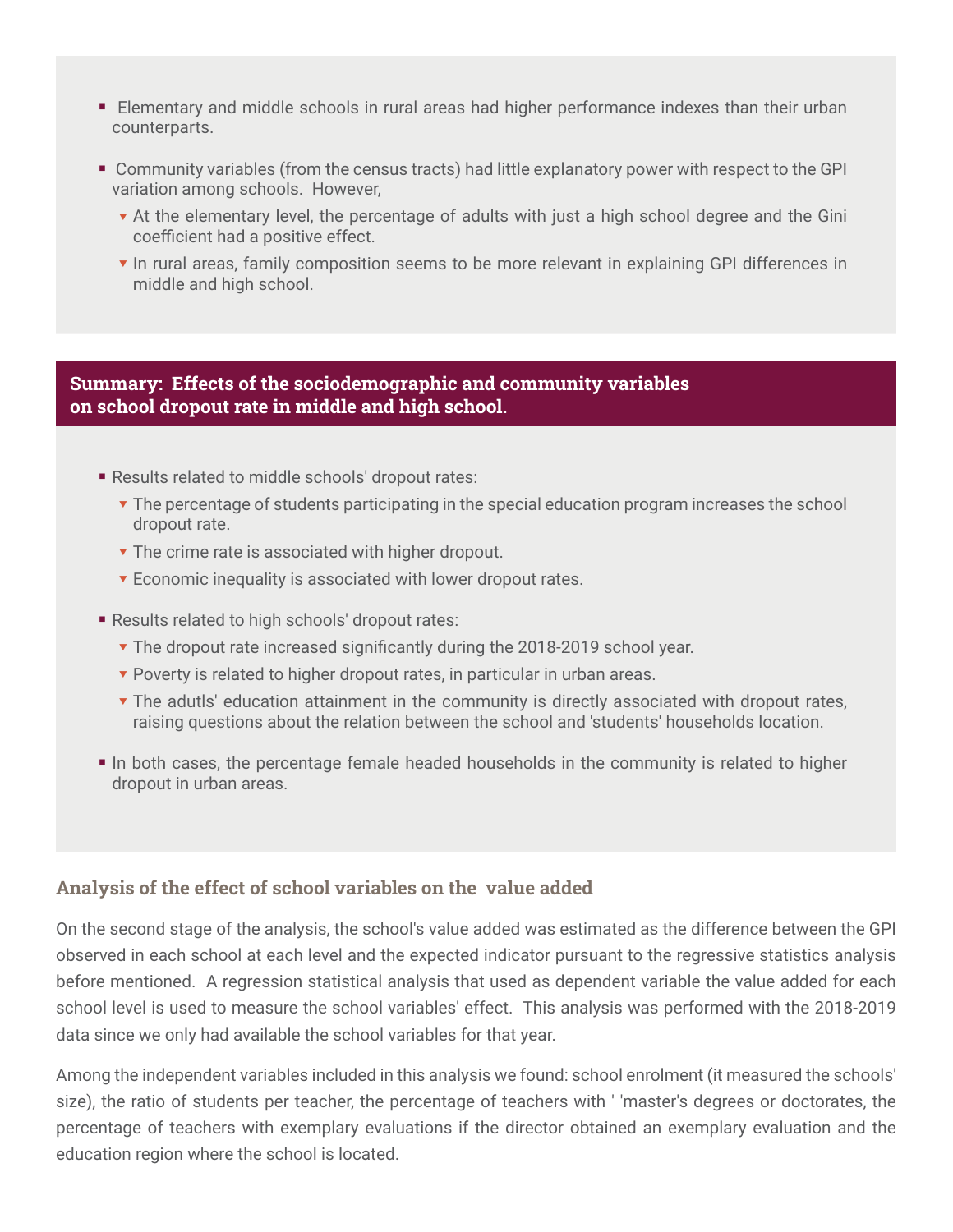- Elementary and middle schools in rural areas had higher performance indexes than their urban counterparts.
- Community variables (from the census tracts) had little explanatory power with respect to the GPI variation among schools. However,
  - At the elementary level, the percentage of adults with just a high school degree and the Gini coefficient had a positive effect.
  - In rural areas, family composition seems to be more relevant in explaining GPI differences in middle and high school.

**Summary: Effects of the sociodemographic and community variables on school dropout rate in middle and high school.**

- Results related to middle schools' dropout rates:
  - The percentage of students participating in the special education program increases the school dropout rate.
  - The crime rate is associated with higher dropout.
  - Economic inequality is associated with lower dropout rates.
- Results related to high schools' dropout rates:
  - The dropout rate increased significantly during the 2018-2019 school year.
  - Poverty is related to higher dropout rates, in particular in urban areas.
  - The adutls' education attainment in the community is directly associated with dropout rates, raising questions about the relation between the school and 'students' households location.
- In both cases, the percentage female headed households in the community is related to higher dropout in urban areas.

### Analysis of the effect of school variables on the value added

On the second stage of the analysis, the school's value added was estimated as the difference between the GPI observed in each school at each level and the expected indicator pursuant to the regressive statistics analysis before mentioned. A regression statistical analysis that used as dependent variable the value added for each school level is used to measure the school variables' effect. This analysis was performed with the 2018-2019 data since we only had available the school variables for that year.

Among the independent variables included in this analysis we found: school enrolment (it measured the schools' size), the ratio of students per teacher, the percentage of teachers with ' 'master's degrees or doctorates, the percentage of teachers with exemplary evaluations if the director obtained an exemplary evaluation and the education region where the school is located.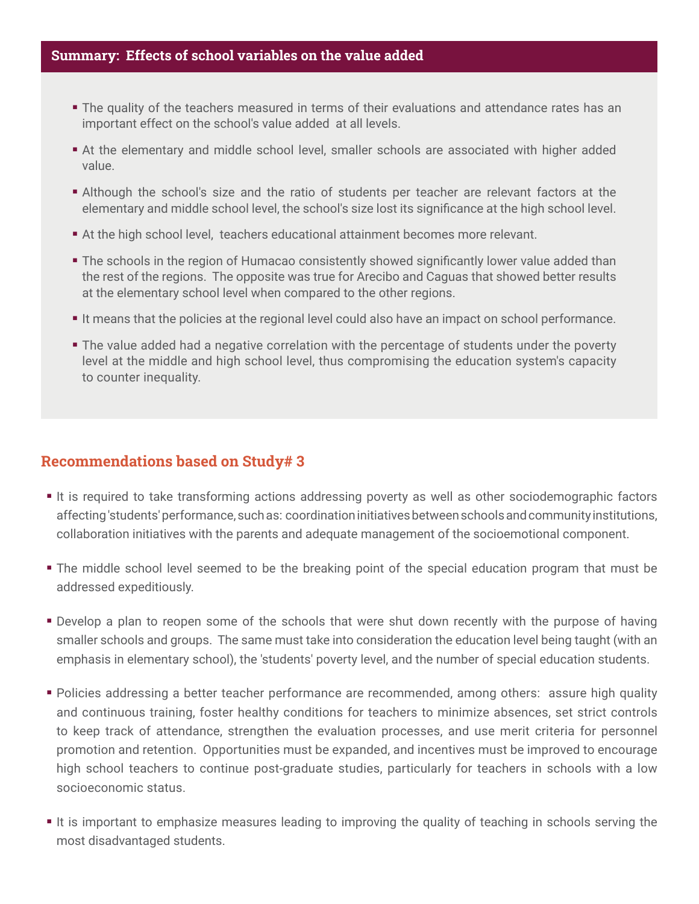## Summary: Effects of school variables on the value added

- The quality of the teachers measured in terms of their evaluations and attendance rates has an important effect on the school's value added at all levels.
- At the elementary and middle school level, smaller schools are associated with higher added value.
- Although the school's size and the ratio of students per teacher are relevant factors at the elementary and middle school level, the school's size lost its significance at the high school level.
- At the high school level, teachers educational attainment becomes more relevant.
- The schools in the region of Humacao consistently showed significantly lower value added than the rest of the regions. The opposite was true for Arecibo and Caguas that showed better results at the elementary school level when compared to the other regions.
- It means that the policies at the regional level could also have an impact on school performance.
- The value added had a negative correlation with the percentage of students under the poverty level at the middle and high school level, thus compromising the education system's capacity to counter inequality.

## Recommendations based on Study# 3

- It is required to take transforming actions addressing poverty as well as other sociodemographic factors affecting 'students' performance, such as: coordination initiatives between schools and community institutions, collaboration initiatives with the parents and adequate management of the socioemotional component.
- The middle school level seemed to be the breaking point of the special education program that must be addressed expeditiously.
- Develop a plan to reopen some of the schools that were shut down recently with the purpose of having smaller schools and groups. The same must take into consideration the education level being taught (with an emphasis in elementary school), the 'students' poverty level, and the number of special education students.
- Policies addressing a better teacher performance are recommended, among others: assure high quality and continuous training, foster healthy conditions for teachers to minimize absences, set strict controls to keep track of attendance, strengthen the evaluation processes, and use merit criteria for personnel promotion and retention. Opportunities must be expanded, and incentives must be improved to encourage high school teachers to continue post-graduate studies, particularly for teachers in schools with a low socioeconomic status.
- It is important to emphasize measures leading to improving the quality of teaching in schools serving the most disadvantaged students.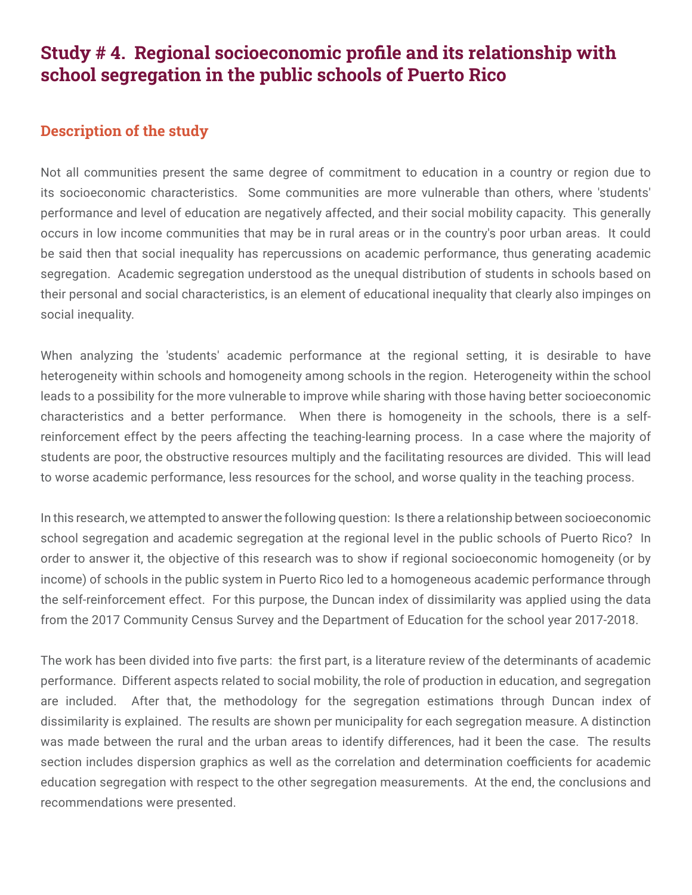## Study # 4. Regional socioeconomic profile and its relationship with school segregation in the public schools of Puerto Rico

### Description of the study

Not all communities present the same degree of commitment to education in a country or region due to its socioeconomic characteristics. Some communities are more vulnerable than others, where 'students' performance and level of education are negatively affected, and their social mobility capacity. This generally occurs in low income communities that may be in rural areas or in the country's poor urban areas. It could be said then that social inequality has repercussions on academic performance, thus generating academic segregation. Academic segregation understood as the unequal distribution of students in schools based on their personal and social characteristics, is an element of educational inequality that clearly also impinges on social inequality.

When analyzing the 'students' academic performance at the regional setting, it is desirable to have heterogeneity within schools and homogeneity among schools in the region. Heterogeneity within the school leads to a possibility for the more vulnerable to improve while sharing with those having better socioeconomic characteristics and a better performance. When there is homogeneity in the schools, there is a self-reinforcement effect by the peers affecting the teaching-learning process. In a case where the majority of students are poor, the obstructive resources multiply and the facilitating resources are divided. This will lead to worse academic performance, less resources for the school, and worse quality in the teaching process.

In this research, we attempted to answer the following question: Is there a relationship between socioeconomic school segregation and academic segregation at the regional level in the public schools of Puerto Rico? In order to answer it, the objective of this research was to show if regional socioeconomic homogeneity (or by income) of schools in the public system in Puerto Rico led to a homogeneous academic performance through the self-reinforcement effect. For this purpose, the Duncan index of dissimilarity was applied using the data from the 2017 Community Census Survey and the Department of Education for the school year 2017-2018.

The work has been divided into five parts: the first part, is a literature review of the determinants of academic performance. Different aspects related to social mobility, the role of production in education, and segregation are included. After that, the methodology for the segregation estimations through Duncan index of dissimilarity is explained. The results are shown per municipality for each segregation measure. A distinction was made between the rural and the urban areas to identify differences, had it been the case. The results section includes dispersion graphics as well as the correlation and determination coefficients for academic education segregation with respect to the other segregation measurements. At the end, the conclusions and recommendations were presented.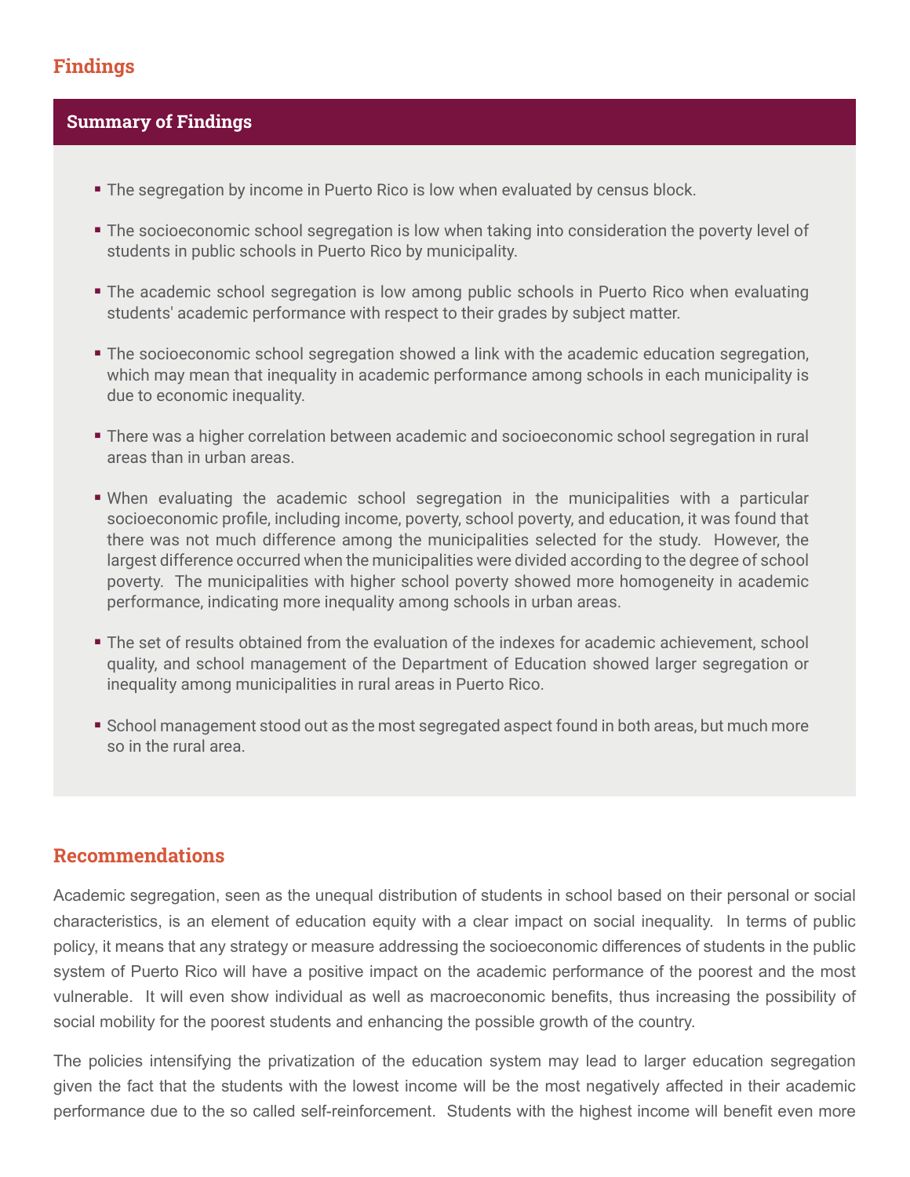## Findings

### Summary of Findings

- The segregation by income in Puerto Rico is low when evaluated by census block.
- The socioeconomic school segregation is low when taking into consideration the poverty level of students in public schools in Puerto Rico by municipality.
- The academic school segregation is low among public schools in Puerto Rico when evaluating students' academic performance with respect to their grades by subject matter.
- The socioeconomic school segregation showed a link with the academic education segregation, which may mean that inequality in academic performance among schools in each municipality is due to economic inequality.
- There was a higher correlation between academic and socioeconomic school segregation in rural areas than in urban areas.
- When evaluating the academic school segregation in the municipalities with a particular socioeconomic profile, including income, poverty, school poverty, and education, it was found that there was not much difference among the municipalities selected for the study. However, the largest difference occurred when the municipalities were divided according to the degree of school poverty. The municipalities with higher school poverty showed more homogeneity in academic performance, indicating more inequality among schools in urban areas.
- The set of results obtained from the evaluation of the indexes for academic achievement, school quality, and school management of the Department of Education showed larger segregation or inequality among municipalities in rural areas in Puerto Rico.
- School management stood out as the most segregated aspect found in both areas, but much more so in the rural area.

## Recommendations

Academic segregation, seen as the unequal distribution of students in school based on their personal or social characteristics, is an element of education equity with a clear impact on social inequality. In terms of public policy, it means that any strategy or measure addressing the socioeconomic differences of students in the public system of Puerto Rico will have a positive impact on the academic performance of the poorest and the most vulnerable. It will even show individual as well as macroeconomic benefits, thus increasing the possibility of social mobility for the poorest students and enhancing the possible growth of the country.

The policies intensifying the privatization of the education system may lead to larger education segregation given the fact that the students with the lowest income will be the most negatively affected in their academic performance due to the so called self-reinforcement. Students with the highest income will benefit even more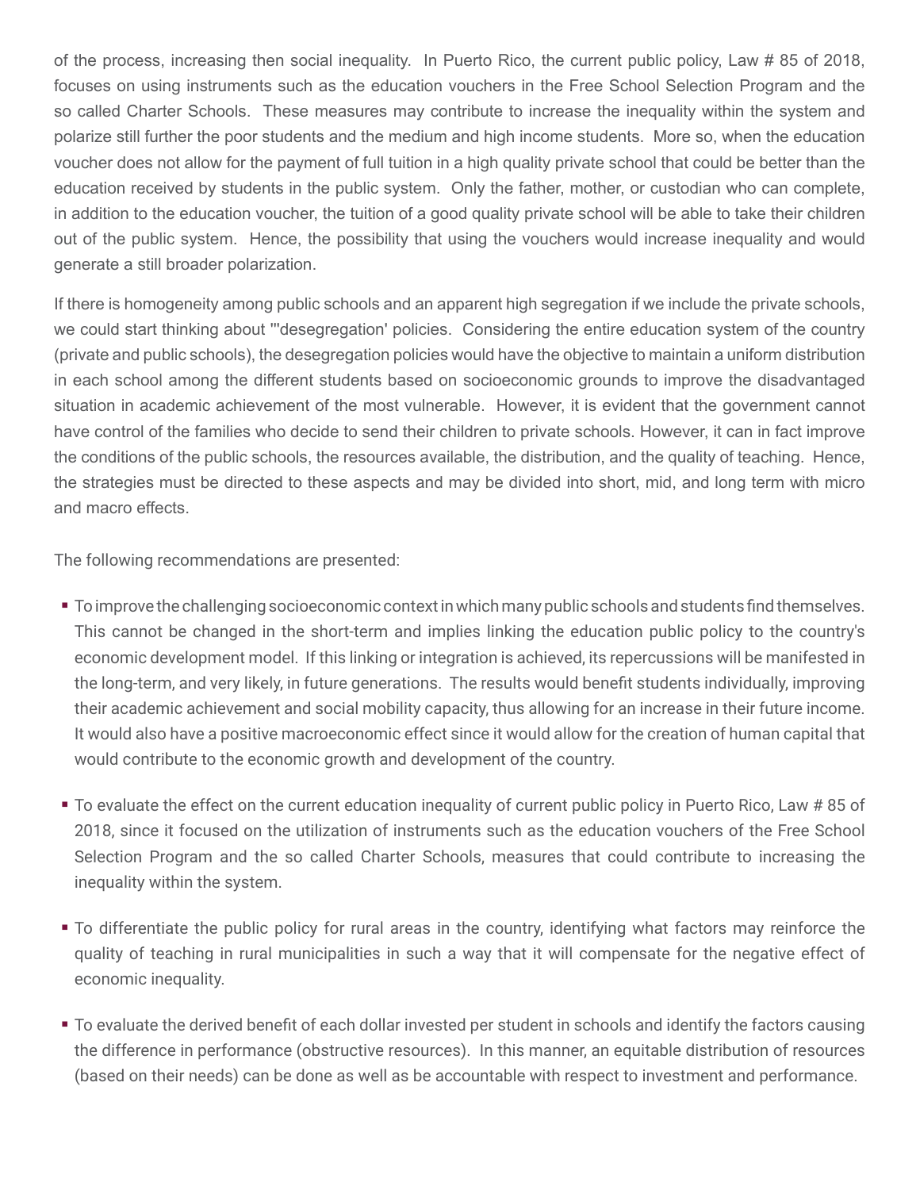of the process, increasing then social inequality. In Puerto Rico, the current public policy, Law # 85 of 2018, focuses on using instruments such as the education vouchers in the Free School Selection Program and the so called Charter Schools. These measures may contribute to increase the inequality within the system and polarize still further the poor students and the medium and high income students. More so, when the education voucher does not allow for the payment of full tuition in a high quality private school that could be better than the education received by students in the public system. Only the father, mother, or custodian who can complete, in addition to the education voucher, the tuition of a good quality private school will be able to take their children out of the public system. Hence, the possibility that using the vouchers would increase inequality and would generate a still broader polarization.

If there is homogeneity among public schools and an apparent high segregation if we include the private schools, we could start thinking about "'desegregation' policies. Considering the entire education system of the country (private and public schools), the desegregation policies would have the objective to maintain a uniform distribution in each school among the different students based on socioeconomic grounds to improve the disadvantaged situation in academic achievement of the most vulnerable. However, it is evident that the government cannot have control of the families who decide to send their children to private schools. However, it can in fact improve the conditions of the public schools, the resources available, the distribution, and the quality of teaching. Hence, the strategies must be directed to these aspects and may be divided into short, mid, and long term with micro and macro effects.

The following recommendations are presented:

- To improve the challenging socioeconomic context in which many public schools and students find themselves. This cannot be changed in the short-term and implies linking the education public policy to the country's economic development model. If this linking or integration is achieved, its repercussions will be manifested in the long-term, and very likely, in future generations. The results would benefit students individually, improving their academic achievement and social mobility capacity, thus allowing for an increase in their future income. It would also have a positive macroeconomic effect since it would allow for the creation of human capital that would contribute to the economic growth and development of the country.

- To evaluate the effect on the current education inequality of current public policy in Puerto Rico, Law # 85 of 2018, since it focused on the utilization of instruments such as the education vouchers of the Free School Selection Program and the so called Charter Schools, measures that could contribute to increasing the inequality within the system.

- To differentiate the public policy for rural areas in the country, identifying what factors may reinforce the quality of teaching in rural municipalities in such a way that it will compensate for the negative effect of economic inequality.

- To evaluate the derived benefit of each dollar invested per student in schools and identify the factors causing the difference in performance (obstructive resources). In this manner, an equitable distribution of resources (based on their needs) can be done as well as be accountable with respect to investment and performance.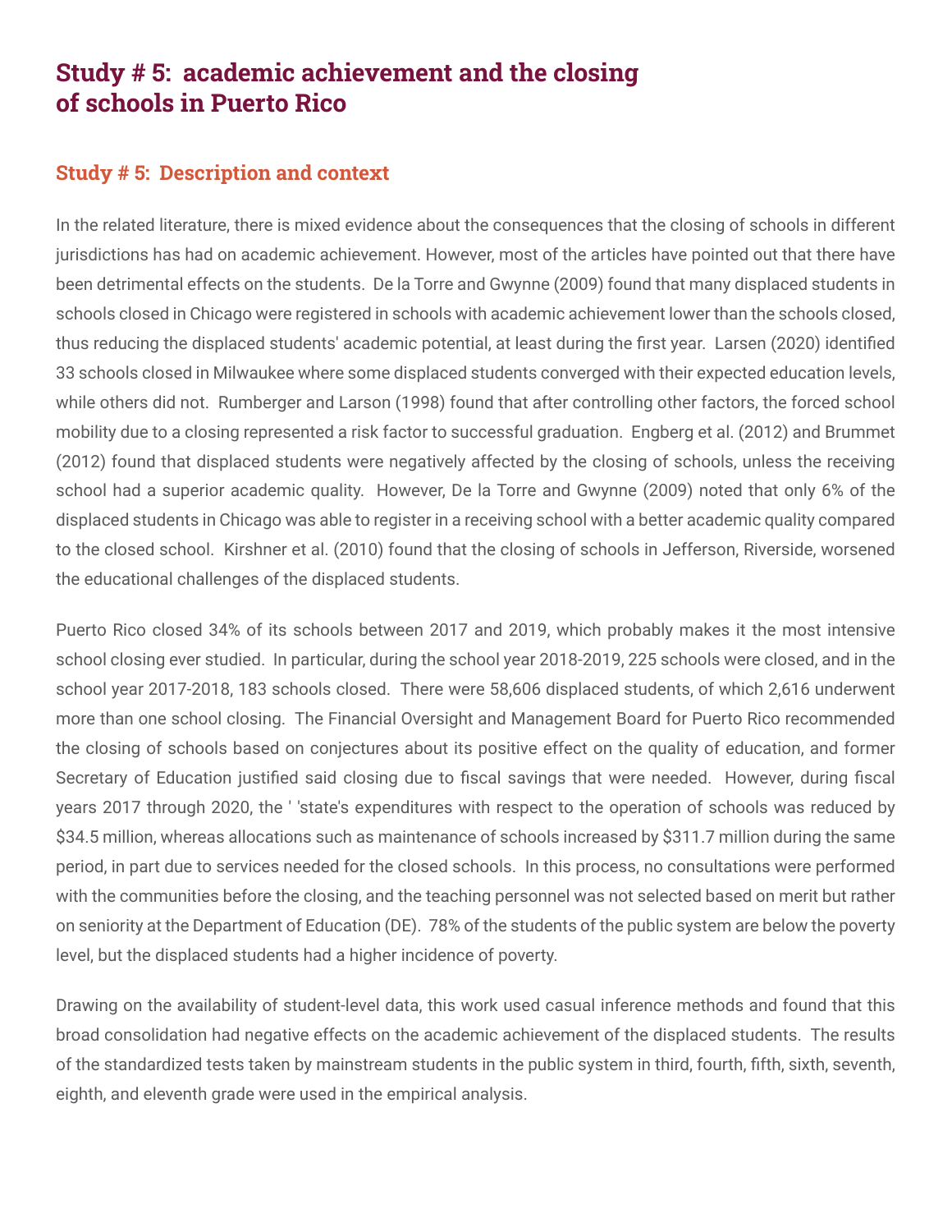# Study # 5: academic achievement and the closing of schools in Puerto Rico

## Study # 5: Description and context

In the related literature, there is mixed evidence about the consequences that the closing of schools in different jurisdictions has had on academic achievement. However, most of the articles have pointed out that there have been detrimental effects on the students. De la Torre and Gwynne (2009) found that many displaced students in schools closed in Chicago were registered in schools with academic achievement lower than the schools closed, thus reducing the displaced students' academic potential, at least during the first year. Larsen (2020) identified 33 schools closed in Milwaukee where some displaced students converged with their expected education levels, while others did not. Rumberger and Larson (1998) found that after controlling other factors, the forced school mobility due to a closing represented a risk factor to successful graduation. Engberg et al. (2012) and Brummet (2012) found that displaced students were negatively affected by the closing of schools, unless the receiving school had a superior academic quality. However, De la Torre and Gwynne (2009) noted that only 6% of the displaced students in Chicago was able to register in a receiving school with a better academic quality compared to the closed school. Kirshner et al. (2010) found that the closing of schools in Jefferson, Riverside, worsened the educational challenges of the displaced students.

Puerto Rico closed 34% of its schools between 2017 and 2019, which probably makes it the most intensive school closing ever studied. In particular, during the school year 2018-2019, 225 schools were closed, and in the school year 2017-2018, 183 schools closed. There were 58,606 displaced students, of which 2,616 underwent more than one school closing. The Financial Oversight and Management Board for Puerto Rico recommended the closing of schools based on conjectures about its positive effect on the quality of education, and former Secretary of Education justified said closing due to fiscal savings that were needed. However, during fiscal years 2017 through 2020, the ' 'state's expenditures with respect to the operation of schools was reduced by $34.5 million, whereas allocations such as maintenance of schools increased by $311.7 million during the same period, in part due to services needed for the closed schools. In this process, no consultations were performed with the communities before the closing, and the teaching personnel was not selected based on merit but rather on seniority at the Department of Education (DE). 78% of the students of the public system are below the poverty level, but the displaced students had a higher incidence of poverty.

Drawing on the availability of student-level data, this work used casual inference methods and found that this broad consolidation had negative effects on the academic achievement of the displaced students. The results of the standardized tests taken by mainstream students in the public system in third, fourth, fifth, sixth, seventh, eighth, and eleventh grade were used in the empirical analysis.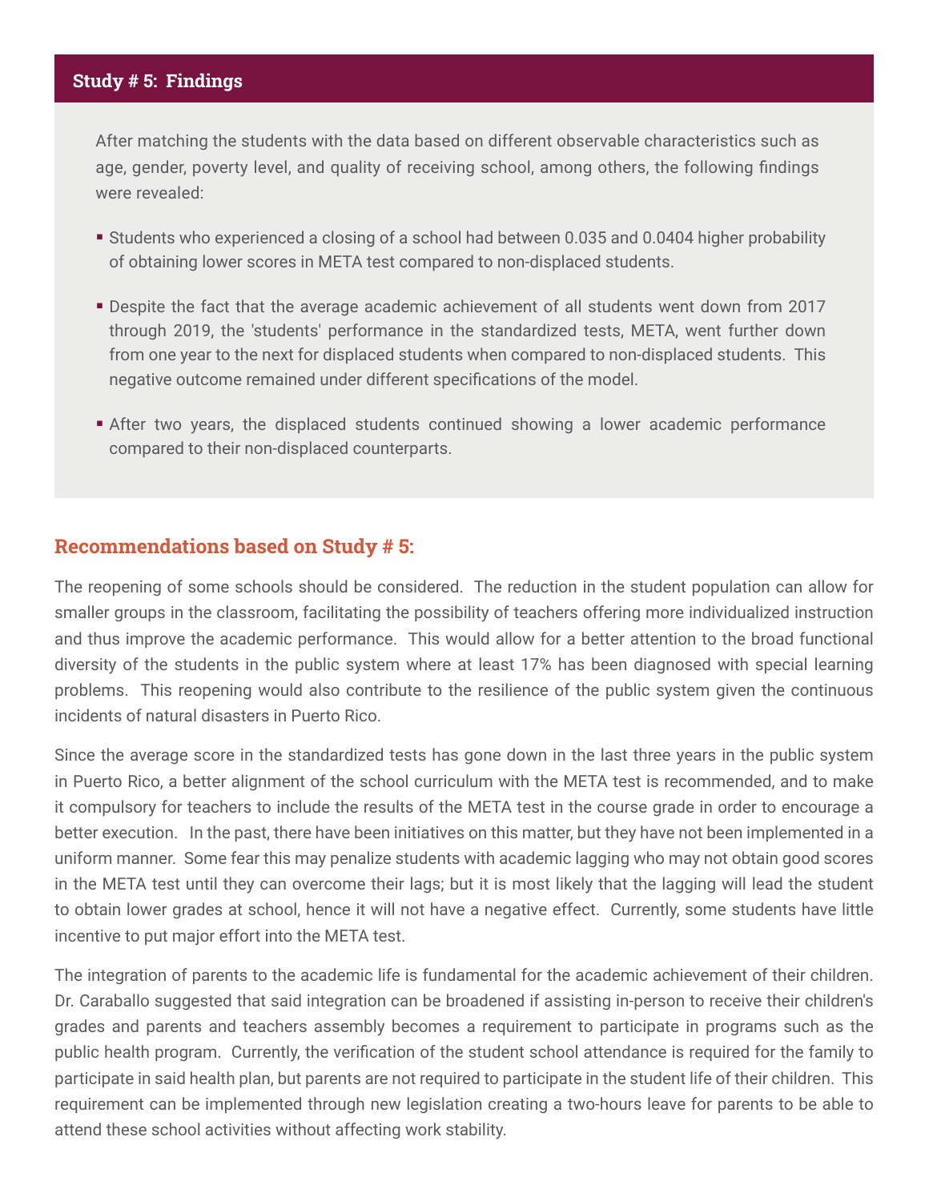### Study # 5: Findings

After matching the students with the data based on different observable characteristics such as age, gender, poverty level, and quality of receiving school, among others, the following findings were revealed:

- Students who experienced a closing of a school had between 0.035 and 0.0404 higher probability of obtaining lower scores in META test compared to non-displaced students.
- Despite the fact that the average academic achievement of all students went down from 2017 through 2019, the 'students' performance in the standardized tests, META, went further down from one year to the next for displaced students when compared to non-displaced students. This negative outcome remained under different specifications of the model.
- After two years, the displaced students continued showing a lower academic performance compared to their non-displaced counterparts.

## Recommendations based on Study # 5:

The reopening of some schools should be considered. The reduction in the student population can allow for smaller groups in the classroom, facilitating the possibility of teachers offering more individualized instruction and thus improve the academic performance. This would allow for a better attention to the broad functional diversity of the students in the public system where at least 17% has been diagnosed with special learning problems. This reopening would also contribute to the resilience of the public system given the continuous incidents of natural disasters in Puerto Rico.

Since the average score in the standardized tests has gone down in the last three years in the public system in Puerto Rico, a better alignment of the school curriculum with the META test is recommended, and to make it compulsory for teachers to include the results of the META test in the course grade in order to encourage a better execution. In the past, there have been initiatives on this matter, but they have not been implemented in a uniform manner. Some fear this may penalize students with academic lagging who may not obtain good scores in the META test until they can overcome their lags; but it is most likely that the lagging will lead the student to obtain lower grades at school, hence it will not have a negative effect. Currently, some students have little incentive to put major effort into the META test.

The integration of parents to the academic life is fundamental for the academic achievement of their children. Dr. Caraballo suggested that said integration can be broadened if assisting in-person to receive their children's grades and parents and teachers assembly becomes a requirement to participate in programs such as the public health program. Currently, the verification of the student school attendance is required for the family to participate in said health plan, but parents are not required to participate in the student life of their children. This requirement can be implemented through new legislation creating a two-hours leave for parents to be able to attend these school activities without affecting work stability.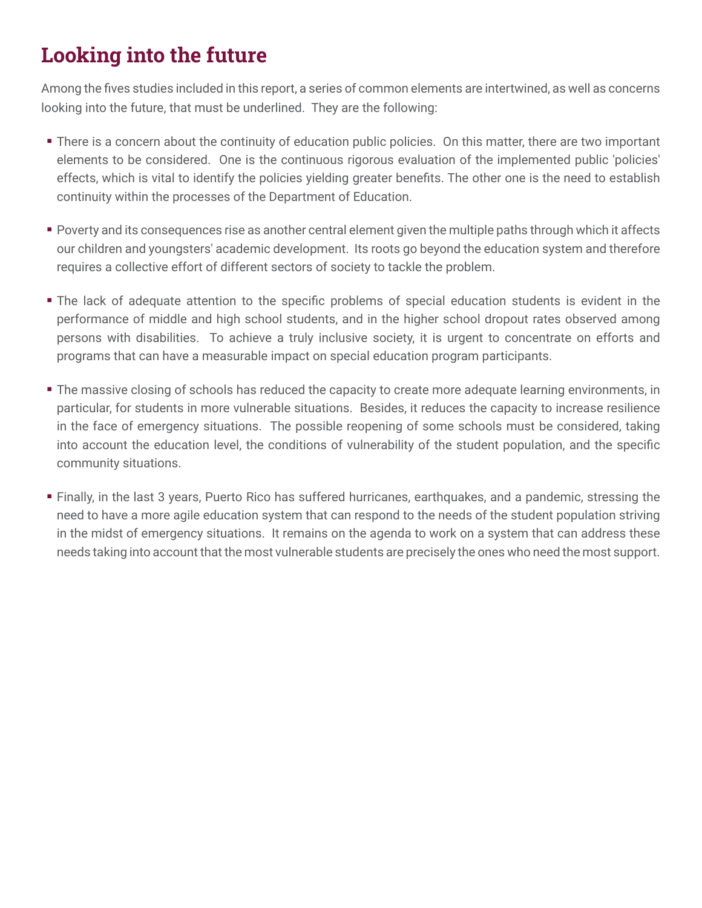## Looking into the future

Among the fives studies included in this report, a series of common elements are intertwined, as well as concerns looking into the future, that must be underlined. They are the following:

- There is a concern about the continuity of education public policies. On this matter, there are two important elements to be considered. One is the continuous rigorous evaluation of the implemented public 'policies' effects, which is vital to identify the policies yielding greater benefits. The other one is the need to establish continuity within the processes of the Department of Education.

- Poverty and its consequences rise as another central element given the multiple paths through which it affects our children and youngsters' academic development. Its roots go beyond the education system and therefore requires a collective effort of different sectors of society to tackle the problem.

- The lack of adequate attention to the specific problems of special education students is evident in the performance of middle and high school students, and in the higher school dropout rates observed among persons with disabilities. To achieve a truly inclusive society, it is urgent to concentrate on efforts and programs that can have a measurable impact on special education program participants.

- The massive closing of schools has reduced the capacity to create more adequate learning environments, in particular, for students in more vulnerable situations. Besides, it reduces the capacity to increase resilience in the face of emergency situations. The possible reopening of some schools must be considered, taking into account the education level, the conditions of vulnerability of the student population, and the specific community situations.

- Finally, in the last 3 years, Puerto Rico has suffered hurricanes, earthquakes, and a pandemic, stressing the need to have a more agile education system that can respond to the needs of the student population striving in the midst of emergency situations. It remains on the agenda to work on a system that can address these needs taking into account that the most vulnerable students are precisely the ones who need the most support.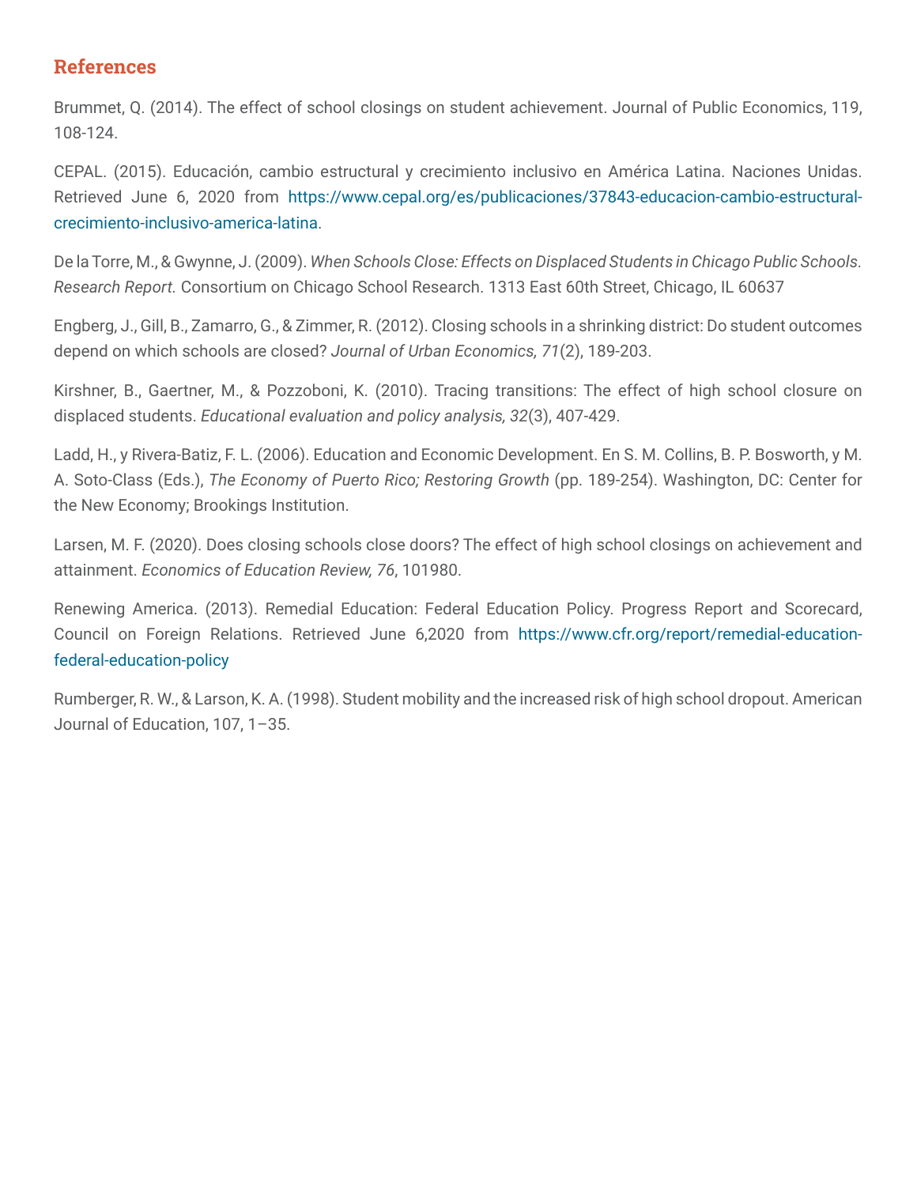## References

Brummet, Q. (2014). The effect of school closings on student achievement. Journal of Public Economics, 119, 108-124.

CEPAL. (2015). Educación, cambio estructural y crecimiento inclusivo en América Latina. Naciones Unidas. Retrieved June 6, 2020 from https://www.cepal.org/es/publicaciones/37843-educacion-cambio-estructural-crecimiento-inclusivo-america-latina.

De la Torre, M., & Gwynne, J. (2009). *When Schools Close: Effects on Displaced Students in Chicago Public Schools. Research Report.* Consortium on Chicago School Research. 1313 East 60th Street, Chicago, IL 60637

Engberg, J., Gill, B., Zamarro, G., & Zimmer, R. (2012). Closing schools in a shrinking district: Do student outcomes depend on which schools are closed? *Journal of Urban Economics, 71*(2), 189-203.

Kirshner, B., Gaertner, M., & Pozzoboni, K. (2010). Tracing transitions: The effect of high school closure on displaced students. *Educational evaluation and policy analysis, 32*(3), 407-429.

Ladd, H., y Rivera-Batiz, F. L. (2006). Education and Economic Development. En S. M. Collins, B. P. Bosworth, y M. A. Soto-Class (Eds.), *The Economy of Puerto Rico; Restoring Growth* (pp. 189-254). Washington, DC: Center for the New Economy; Brookings Institution.

Larsen, M. F. (2020). Does closing schools close doors? The effect of high school closings on achievement and attainment. *Economics of Education Review, 76*, 101980.

Renewing America. (2013). Remedial Education: Federal Education Policy. Progress Report and Scorecard, Council on Foreign Relations. Retrieved June 6,2020 from https://www.cfr.org/report/remedial-education-federal-education-policy

Rumberger, R. W., & Larson, K. A. (1998). Student mobility and the increased risk of high school dropout. American Journal of Education, 107, 1–35.